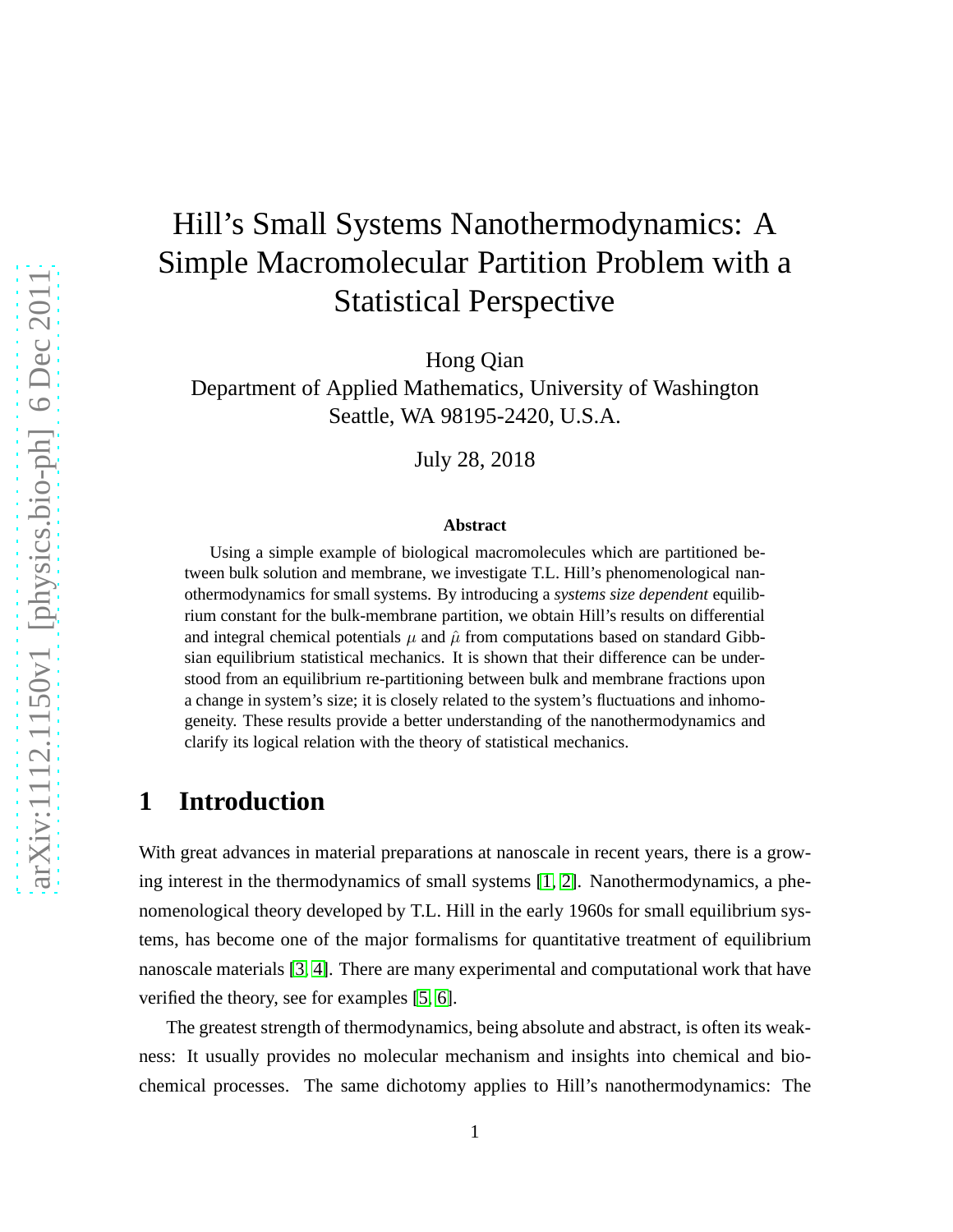# Hill's Small Systems Nanothermodynamics: A Simple Macromolecular Partition Problem with a Statistical Perspective

Hong Qian

Department of Applied Mathematics, University of Washington
Seattle, WA 98195-2420, U.S.A.

July 28, 2018

**Abstract**

Using a simple example of biological macromolecules which are partitioned between bulk solution and membrane, we investigate T.L. Hill's phenomenological nanothermodynamics for small systems. By introducing a *systems size dependent* equilibrium constant for the bulk-membrane partition, we obtain Hill's results on differential and integral chemical potentials $\mu$ and $\hat{\mu}$ from computations based on standard Gibbsian equilibrium statistical mechanics. It is shown that their difference can be understood from an equilibrium re-partitioning between bulk and membrane fractions upon a change in system's size; it is closely related to the system's fluctuations and inhomogeneity. These results provide a better understanding of the nanothermodynamics and clarify its logical relation with the theory of statistical mechanics.

## 1 Introduction

With great advances in material preparations at nanoscale in recent years, there is a growing interest in the thermodynamics of small systems [1, 2]. Nanothermodynamics, a phenomenological theory developed by T.L. Hill in the early 1960s for small equilibrium systems, has become one of the major formalisms for quantitative treatment of equilibrium nanoscale materials [3, 4]. There are many experimental and computational work that have verified the theory, see for examples [5, 6].

The greatest strength of thermodynamics, being absolute and abstract, is often its weakness: It usually provides no molecular mechanism and insights into chemical and biochemical processes. The same dichotomy applies to Hill's nanothermodynamics: The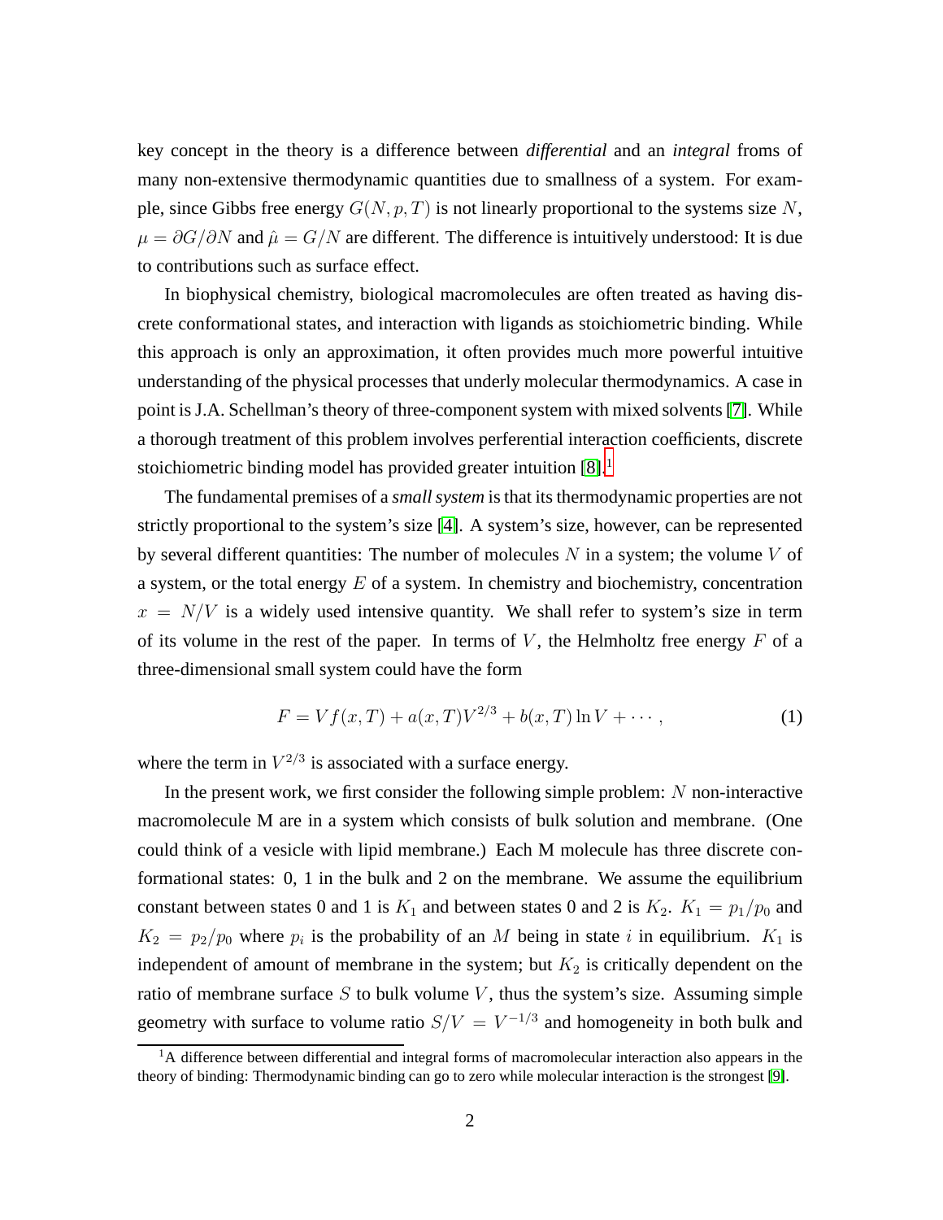key concept in the theory is a difference between *differential* and an *integral* froms of many non-extensive thermodynamic quantities due to smallness of a system. For example, since Gibbs free energy $G(N, p, T)$ is not linearly proportional to the systems size $N$, $\mu = \partial G/\partial N$ and $\hat{\mu} = G/N$ are different. The difference is intuitively understood: It is due to contributions such as surface effect.

In biophysical chemistry, biological macromolecules are often treated as having discrete conformational states, and interaction with ligands as stoichiometric binding. While this approach is only an approximation, it often provides much more powerful intuitive understanding of the physical processes that underly molecular thermodynamics. A case in point is J.A. Schellman's theory of three-component system with mixed solvents [7]. While a thorough treatment of this problem involves perferential interaction coefficients, discrete stoichiometric binding model has provided greater intuition [8].[1]

The fundamental premises of a *small system* is that its thermodynamic properties are not strictly proportional to the system's size [4]. A system's size, however, can be represented by several different quantities: The number of molecules $N$ in a system; the volume $V$ of a system, or the total energy $E$ of a system. In chemistry and biochemistry, concentration $x = N/V$ is a widely used intensive quantity. We shall refer to system's size in term of its volume in the rest of the paper. In terms of $V$, the Helmholtz free energy $F$ of a three-dimensional small system could have the form

$$F = Vf(x, T) + a(x, T)V^{2/3} + b(x, T)\ln V + \cdots, \tag{1}$$

where the term in $V^{2/3}$ is associated with a surface energy.

In the present work, we first consider the following simple problem: $N$ non-interactive macromolecule M are in a system which consists of bulk solution and membrane. (One could think of a vesicle with lipid membrane.) Each M molecule has three discrete conformational states: 0, 1 in the bulk and 2 on the membrane. We assume the equilibrium constant between states 0 and 1 is $K_1$ and between states 0 and 2 is $K_2$. $K_1 = p_1/p_0$ and $K_2 = p_2/p_0$ where $p_i$ is the probability of an $M$ being in state $i$ in equilibrium. $K_1$ is independent of amount of membrane in the system; but $K_2$ is critically dependent on the ratio of membrane surface $S$ to bulk volume $V$, thus the system's size. Assuming simple geometry with surface to volume ratio $S/V = V^{-1/3}$ and homogeneity in both bulk and

[1] A difference between differential and integral forms of macromolecular interaction also appears in the theory of binding: Thermodynamic binding can go to zero while molecular interaction is the strongest [9].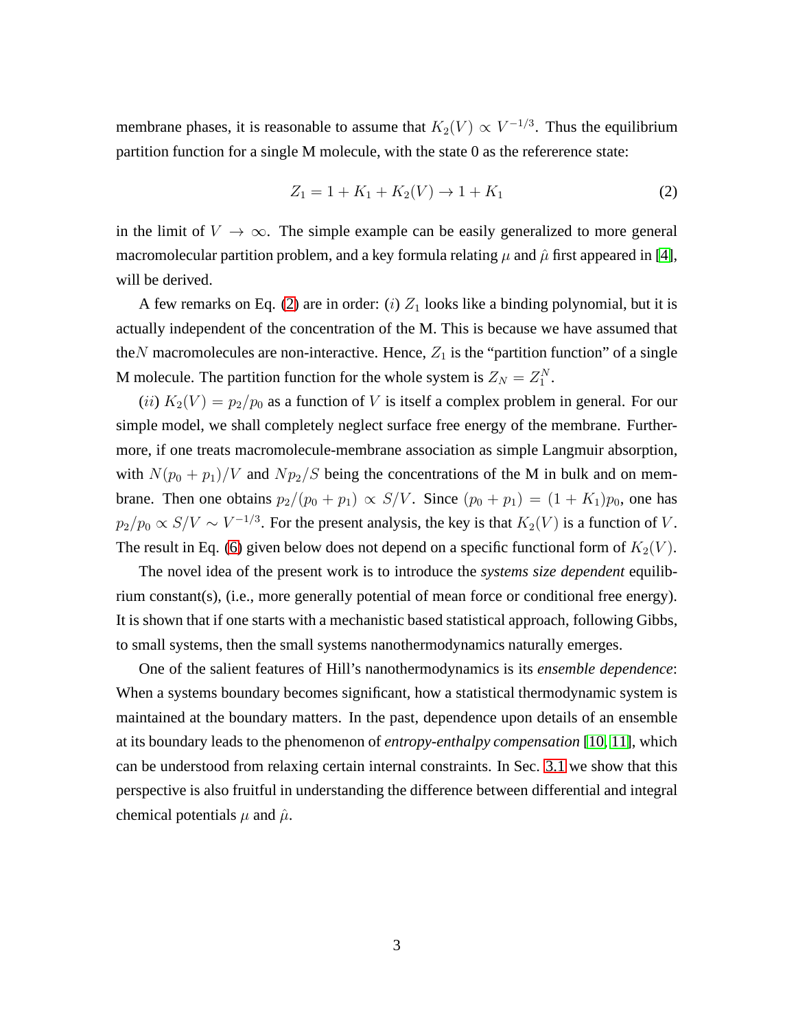membrane phases, it is reasonable to assume that $K_2(V) \propto V^{-1/3}$. Thus the equilibrium partition function for a single M molecule, with the state 0 as the refererence state:

$$Z_1 = 1 + K_1 + K_2(V) \rightarrow 1 + K_1 \tag{2}$$

in the limit of $V \rightarrow \infty$. The simple example can be easily generalized to more general macromolecular partition problem, and a key formula relating $\mu$ and $\hat{\mu}$ first appeared in [4], will be derived.

A few remarks on Eq. (2) are in order: $(i)$ $Z_1$ looks like a binding polynomial, but it is actually independent of the concentration of the M. This is because we have assumed that the$N$ macromolecules are non-interactive. Hence, $Z_1$ is the "partition function" of a single M molecule. The partition function for the whole system is $Z_N = Z_1^N$.

$(ii)$ $K_2(V) = p_2/p_0$ as a function of $V$ is itself a complex problem in general. For our simple model, we shall completely neglect surface free energy of the membrane. Furthermore, if one treats macromolecule-membrane association as simple Langmuir absorption, with $N(p_0 + p_1)/V$ and $Np_2/S$ being the concentrations of the M in bulk and on membrane. Then one obtains $p_2/(p_0 + p_1) \propto S/V$. Since $(p_0 + p_1) = (1 + K_1)p_0$, one has $p_2/p_0 \propto S/V \sim V^{-1/3}$. For the present analysis, the key is that $K_2(V)$ is a function of $V$. The result in Eq. (6) given below does not depend on a specific functional form of $K_2(V)$.

The novel idea of the present work is to introduce the *systems size dependent* equilibrium constant(s), (i.e., more generally potential of mean force or conditional free energy). It is shown that if one starts with a mechanistic based statistical approach, following Gibbs, to small systems, then the small systems nanothermodynamics naturally emerges.

One of the salient features of Hill's nanothermodynamics is its *ensemble dependence*: When a systems boundary becomes significant, how a statistical thermodynamic system is maintained at the boundary matters. In the past, dependence upon details of an ensemble at its boundary leads to the phenomenon of *entropy-enthalpy compensation* [10, 11], which can be understood from relaxing certain internal constraints. In Sec. 3.1 we show that this perspective is also fruitful in understanding the difference between differential and integral chemical potentials $\mu$ and $\hat{\mu}$.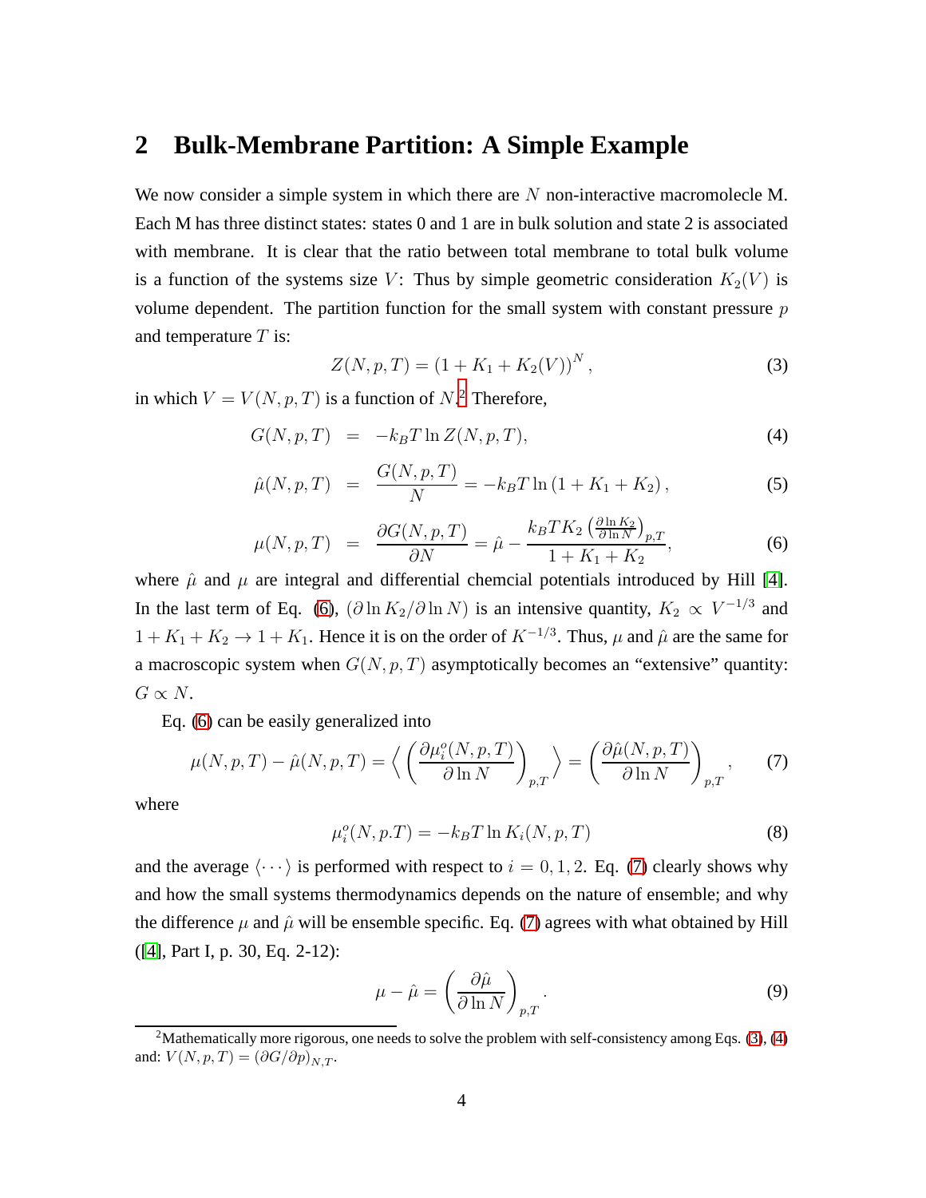## 2 Bulk-Membrane Partition: A Simple Example

We now consider a simple system in which there are $N$ non-interactive macromolecle M. Each M has three distinct states: states 0 and 1 are in bulk solution and state 2 is associated with membrane. It is clear that the ratio between total membrane to total bulk volume is a function of the systems size $V$: Thus by simple geometric consideration $K_2(V)$ is volume dependent. The partition function for the small system with constant pressure $p$ and temperature $T$ is:

$$Z(N, p, T) = (1 + K_1 + K_2(V))^N, \tag{3}$$

in which $V = V(N, p, T)$ is a function of $N$.[2] Therefore,

$$G(N, p, T) = -k_B T \ln Z(N, p, T), \tag{4}$$

$$\hat{\mu}(N, p, T) = \frac{G(N, p, T)}{N} = -k_B T \ln (1 + K_1 + K_2), \tag{5}$$

$$\mu(N, p, T) = \frac{\partial G(N, p, T)}{\partial N} = \hat{\mu} - \frac{k_B T K_2 \left(\frac{\partial \ln K_2}{\partial \ln N}\right)_{p,T}}{1 + K_1 + K_2}, \tag{6}$$

where $\hat{\mu}$ and $\mu$ are integral and differential chemcial potentials introduced by Hill [4]. In the last term of Eq. (6), $(\partial \ln K_2 / \partial \ln N)$ is an intensive quantity, $K_2 \propto V^{-1/3}$ and $1 + K_1 + K_2 \to 1 + K_1$. Hence it is on the order of $K^{-1/3}$. Thus, $\mu$ and $\hat{\mu}$ are the same for a macroscopic system when $G(N, p, T)$ asymptotically becomes an "extensive" quantity: $G \propto N$.

Eq. (6) can be easily generalized into

$$\mu(N, p, T) - \hat{\mu}(N, p, T) = \left\langle \left( \frac{\partial \mu_i^o(N, p, T)}{\partial \ln N} \right)_{p,T} \right\rangle = \left( \frac{\partial \hat{\mu}(N, p, T)}{\partial \ln N} \right)_{p,T}, \tag{7}$$

where

$$\mu_i^o(N, p.T) = -k_B T \ln K_i(N, p, T) \tag{8}$$

and the average $\langle \cdots \rangle$ is performed with respect to $i = 0, 1, 2$. Eq. (7) clearly shows why and how the small systems thermodynamics depends on the nature of ensemble; and why the difference $\mu$ and $\hat{\mu}$ will be ensemble specific. Eq. (7) agrees with what obtained by Hill ([4], Part I, p. 30, Eq. 2-12):

$$\mu - \hat{\mu} = \left( \frac{\partial \hat{\mu}}{\partial \ln N} \right)_{p,T}. \tag{9}$$

[2] Mathematically more rigorous, one needs to solve the problem with self-consistency among Eqs. (3), (4) and: $V(N, p, T) = (\partial G / \partial p)_{N,T}$.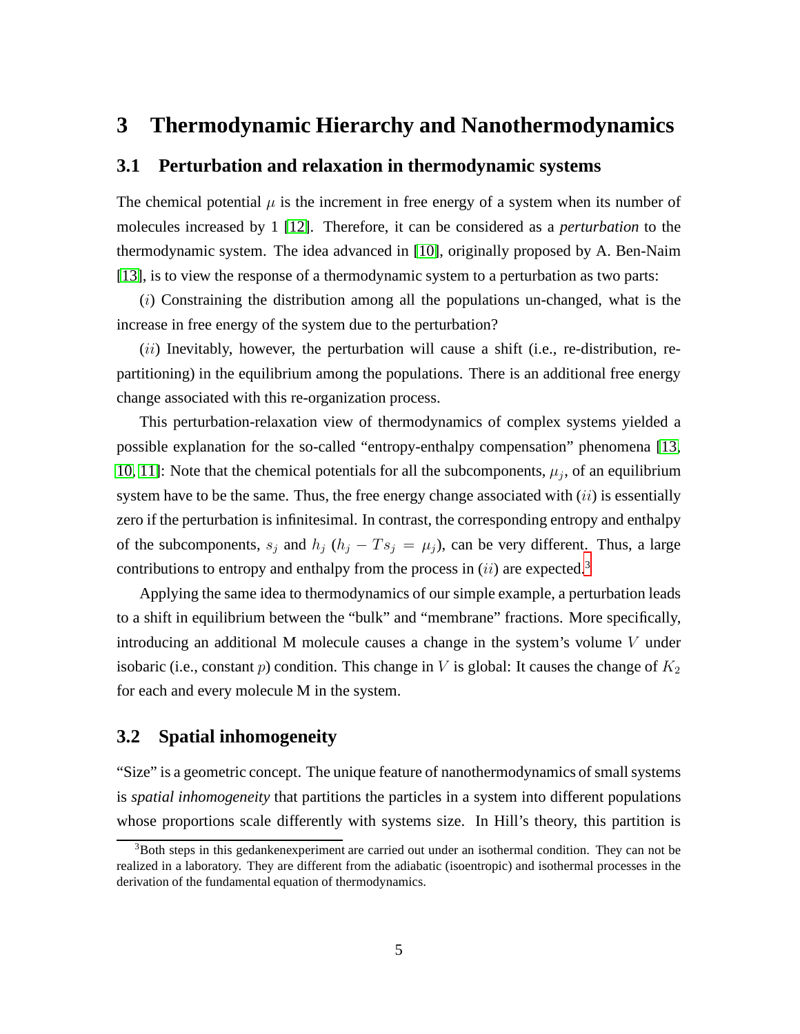# 3 Thermodynamic Hierarchy and Nanothermodynamics

## 3.1 Perturbation and relaxation in thermodynamic systems

The chemical potential $\mu$ is the increment in free energy of a system when its number of molecules increased by 1 [12]. Therefore, it can be considered as a *perturbation* to the thermodynamic system. The idea advanced in [10], originally proposed by A. Ben-Naim [13], is to view the response of a thermodynamic system to a perturbation as two parts:

($i$) Constraining the distribution among all the populations un-changed, what is the increase in free energy of the system due to the perturbation?

($ii$) Inevitably, however, the perturbation will cause a shift (i.e., re-distribution, re-partitioning) in the equilibrium among the populations. There is an additional free energy change associated with this re-organization process.

This perturbation-relaxation view of thermodynamics of complex systems yielded a possible explanation for the so-called "entropy-enthalpy compensation" phenomena [13, 10, 11]: Note that the chemical potentials for all the subcomponents, $\mu_j$, of an equilibrium system have to be the same. Thus, the free energy change associated with ($ii$) is essentially zero if the perturbation is infinitesimal. In contrast, the corresponding entropy and enthalpy of the subcomponents, $s_j$ and $h_j$ ($h_j - Ts_j = \mu_j$), can be very different. Thus, a large contributions to entropy and enthalpy from the process in ($ii$) are expected.[3]

Applying the same idea to thermodynamics of our simple example, a perturbation leads to a shift in equilibrium between the "bulk" and "membrane" fractions. More specifically, introducing an additional M molecule causes a change in the system's volume $V$ under isobaric (i.e., constant $p$) condition. This change in $V$ is global: It causes the change of $K_2$ for each and every molecule M in the system.

## 3.2 Spatial inhomogeneity

"Size" is a geometric concept. The unique feature of nanothermodynamics of small systems is *spatial inhomogeneity* that partitions the particles in a system into different populations whose proportions scale differently with systems size. In Hill's theory, this partition is

[3] Both steps in this gedankenexperiment are carried out under an isothermal condition. They can not be realized in a laboratory. They are different from the adiabatic (isoentropic) and isothermal processes in the derivation of the fundamental equation of thermodynamics.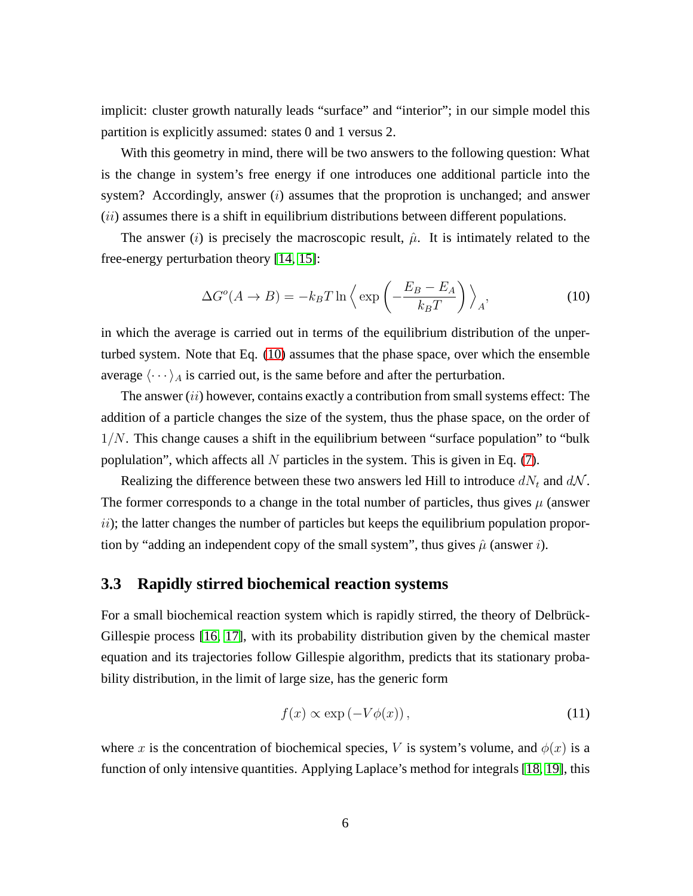implicit: cluster growth naturally leads "surface" and "interior"; in our simple model this partition is explicitly assumed: states 0 and 1 versus 2.

With this geometry in mind, there will be two answers to the following question: What is the change in system's free energy if one introduces one additional particle into the system? Accordingly, answer $(i)$ assumes that the proprotion is unchanged; and answer $(ii)$ assumes there is a shift in equilibrium distributions between different populations.

The answer $(i)$ is precisely the macroscopic result, $\hat{\mu}$. It is intimately related to the free-energy perturbation theory [14, 15]:

$$\Delta G^o(A \to B) = -k_B T \ln \left\langle \exp\left( -\frac{E_B - E_A}{k_B T} \right) \right\rangle_A, \tag{10}$$

in which the average is carried out in terms of the equilibrium distribution of the unperturbed system. Note that Eq. (10) assumes that the phase space, over which the ensemble average $\langle \cdots \rangle_A$ is carried out, is the same before and after the perturbation.

The answer $(ii)$ however, contains exactly a contribution from small systems effect: The addition of a particle changes the size of the system, thus the phase space, on the order of $1/N$. This change causes a shift in the equilibrium between "surface population" to "bulk poplulation", which affects all $N$ particles in the system. This is given in Eq. (7).

Realizing the difference between these two answers led Hill to introduce $dN_t$ and $d\mathcal{N}$. The former corresponds to a change in the total number of particles, thus gives $\mu$ (answer $ii$); the latter changes the number of particles but keeps the equilibrium population proportion by "adding an independent copy of the small system", thus gives $\hat{\mu}$ (answer $i$).

### 3.3 Rapidly stirred biochemical reaction systems

For a small biochemical reaction system which is rapidly stirred, the theory of Delbrück-Gillespie process [16, 17], with its probability distribution given by the chemical master equation and its trajectories follow Gillespie algorithm, predicts that its stationary probability distribution, in the limit of large size, has the generic form

$$f(x) \propto \exp\left( -V\phi(x) \right), \tag{11}$$

where $x$ is the concentration of biochemical species, $V$ is system's volume, and $\phi(x)$ is a function of only intensive quantities. Applying Laplace's method for integrals [18, 19], this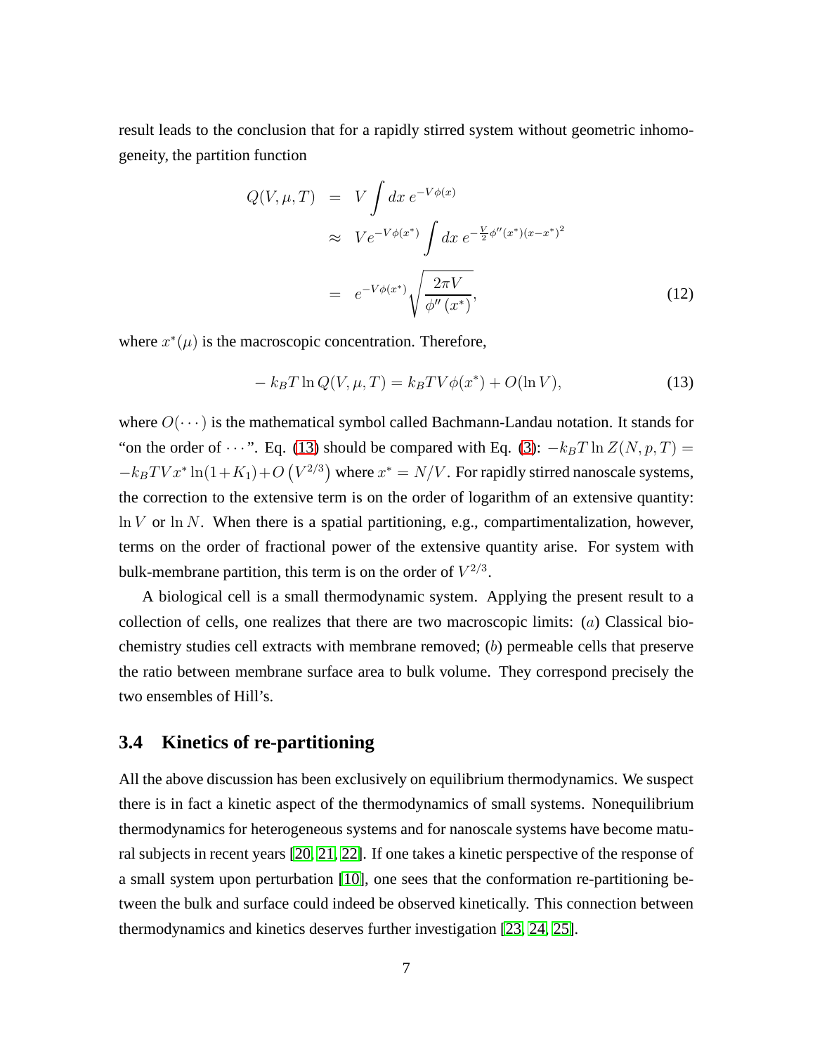result leads to the conclusion that for a rapidly stirred system without geometric inhomogeneity, the partition function

$$
\begin{aligned}
Q(V,\mu,T) &= V\int dx\, e^{-V\phi(x)} \\
&\approx Ve^{-V\phi(x^*)}\int dx\, e^{-\frac{V}{2}\phi''(x^*)(x-x^*)^2} \\
&= e^{-V\phi(x^*)}\sqrt{\frac{2\pi V}{\phi''(x^*)}},
\end{aligned}
\tag{12}
$$

where $x^*(\mu)$ is the macroscopic concentration. Therefore,

$$
-k_BT\ln Q(V,\mu,T) = k_BTV\phi(x^*) + O(\ln V), \tag{13}
$$

where $O(\cdots)$ is the mathematical symbol called Bachmann-Landau notation. It stands for "on the order of $\cdots$". Eq. (13) should be compared with Eq. (3): $-k_BT\ln Z(N,p,T) = -k_BTVx^*\ln(1+K_1)+O\left(V^{2/3}\right)$ where $x^* = N/V$. For rapidly stirred nanoscale systems, the correction to the extensive term is on the order of logarithm of an extensive quantity: $\ln V$ or $\ln N$. When there is a spatial partitioning, e.g., compartimentalization, however, terms on the order of fractional power of the extensive quantity arise. For system with bulk-membrane partition, this term is on the order of $V^{2/3}$.

A biological cell is a small thermodynamic system. Applying the present result to a collection of cells, one realizes that there are two macroscopic limits: $(a)$ Classical biochemistry studies cell extracts with membrane removed; $(b)$ permeable cells that preserve the ratio between membrane surface area to bulk volume. They correspond precisely the two ensembles of Hill's.

## 3.4 Kinetics of re-partitioning

All the above discussion has been exclusively on equilibrium thermodynamics. We suspect there is in fact a kinetic aspect of the thermodynamics of small systems. Nonequilibrium thermodynamics for heterogeneous systems and for nanoscale systems have become matural subjects in recent years [20, 21, 22]. If one takes a kinetic perspective of the response of a small system upon perturbation [10], one sees that the conformation re-partitioning between the bulk and surface could indeed be observed kinetically. This connection between thermodynamics and kinetics deserves further investigation [23, 24, 25].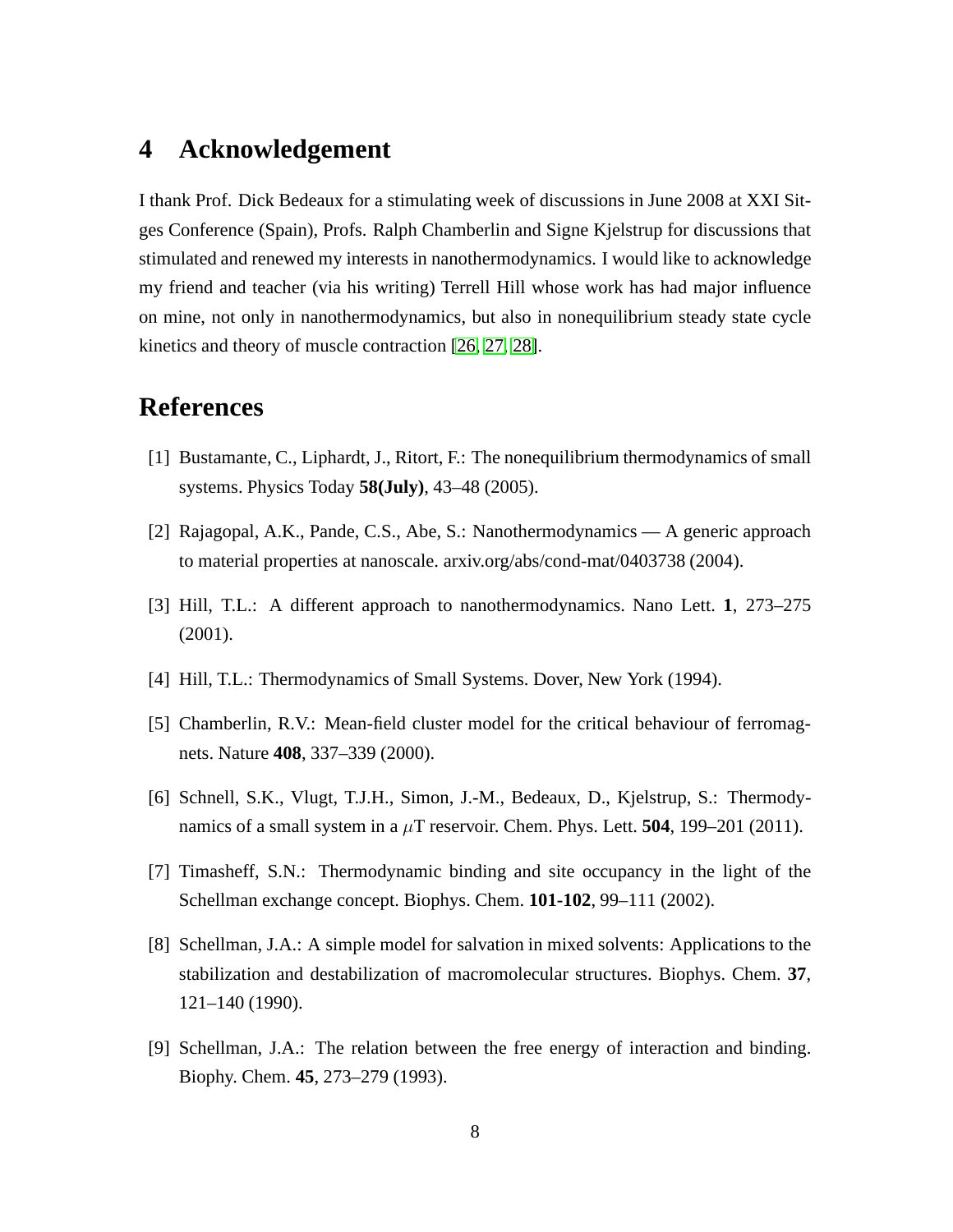## 4 Acknowledgement

I thank Prof. Dick Bedeaux for a stimulating week of discussions in June 2008 at XXI Sitges Conference (Spain), Profs. Ralph Chamberlin and Signe Kjelstrup for discussions that stimulated and renewed my interests in nanothermodynamics. I would like to acknowledge my friend and teacher (via his writing) Terrell Hill whose work has had major influence on mine, not only in nanothermodynamics, but also in nonequilibrium steady state cycle kinetics and theory of muscle contraction [26, 27, 28].

## References

[1] Bustamante, C., Liphardt, J., Ritort, F.: The nonequilibrium thermodynamics of small systems. Physics Today **58(July)**, 43–48 (2005).

[2] Rajagopal, A.K., Pande, C.S., Abe, S.: Nanothermodynamics — A generic approach to material properties at nanoscale. arxiv.org/abs/cond-mat/0403738 (2004).

[3] Hill, T.L.: A different approach to nanothermodynamics. Nano Lett. **1**, 273–275 (2001).

[4] Hill, T.L.: Thermodynamics of Small Systems. Dover, New York (1994).

[5] Chamberlin, R.V.: Mean-field cluster model for the critical behaviour of ferromagnets. Nature **408**, 337–339 (2000).

[6] Schnell, S.K., Vlugt, T.J.H., Simon, J.-M., Bedeaux, D., Kjelstrup, S.: Thermodynamics of a small system in a $\mu$T reservoir. Chem. Phys. Lett. **504**, 199–201 (2011).

[7] Timasheff, S.N.: Thermodynamic binding and site occupancy in the light of the Schellman exchange concept. Biophys. Chem. **101-102**, 99–111 (2002).

[8] Schellman, J.A.: A simple model for salvation in mixed solvents: Applications to the stabilization and destabilization of macromolecular structures. Biophys. Chem. **37**, 121–140 (1990).

[9] Schellman, J.A.: The relation between the free energy of interaction and binding. Biophy. Chem. **45**, 273–279 (1993).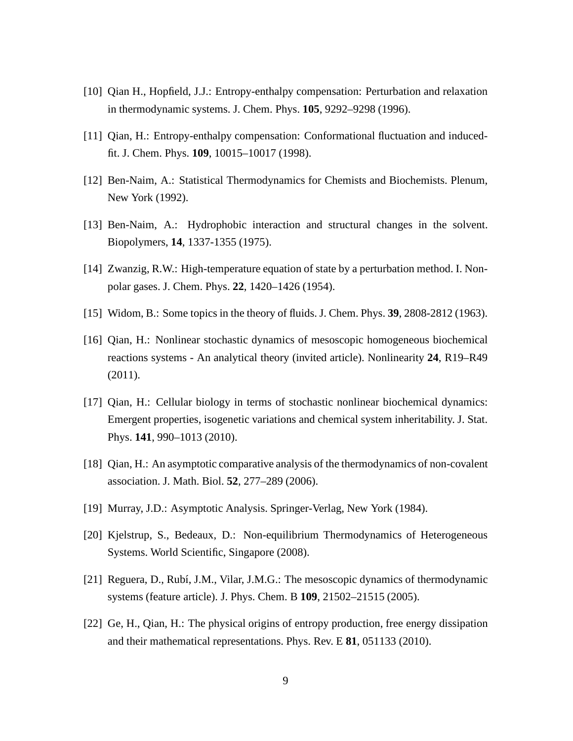[10] Qian H., Hopfield, J.J.: Entropy-enthalpy compensation: Perturbation and relaxation in thermodynamic systems. J. Chem. Phys. **105**, 9292–9298 (1996).

[11] Qian, H.: Entropy-enthalpy compensation: Conformational fluctuation and induced-fit. J. Chem. Phys. **109**, 10015–10017 (1998).

[12] Ben-Naim, A.: Statistical Thermodynamics for Chemists and Biochemists. Plenum, New York (1992).

[13] Ben-Naim, A.: Hydrophobic interaction and structural changes in the solvent. Biopolymers, **14**, 1337-1355 (1975).

[14] Zwanzig, R.W.: High-temperature equation of state by a perturbation method. I. Non-polar gases. J. Chem. Phys. **22**, 1420–1426 (1954).

[15] Widom, B.: Some topics in the theory of fluids. J. Chem. Phys. **39**, 2808-2812 (1963).

[16] Qian, H.: Nonlinear stochastic dynamics of mesoscopic homogeneous biochemical reactions systems - An analytical theory (invited article). Nonlinearity **24**, R19–R49 (2011).

[17] Qian, H.: Cellular biology in terms of stochastic nonlinear biochemical dynamics: Emergent properties, isogenetic variations and chemical system inheritability. J. Stat. Phys. **141**, 990–1013 (2010).

[18] Qian, H.: An asymptotic comparative analysis of the thermodynamics of non-covalent association. J. Math. Biol. **52**, 277–289 (2006).

[19] Murray, J.D.: Asymptotic Analysis. Springer-Verlag, New York (1984).

[20] Kjelstrup, S., Bedeaux, D.: Non-equilibrium Thermodynamics of Heterogeneous Systems. World Scientific, Singapore (2008).

[21] Reguera, D., Rubí, J.M., Vilar, J.M.G.: The mesoscopic dynamics of thermodynamic systems (feature article). J. Phys. Chem. B **109**, 21502–21515 (2005).

[22] Ge, H., Qian, H.: The physical origins of entropy production, free energy dissipation and their mathematical representations. Phys. Rev. E **81**, 051133 (2010).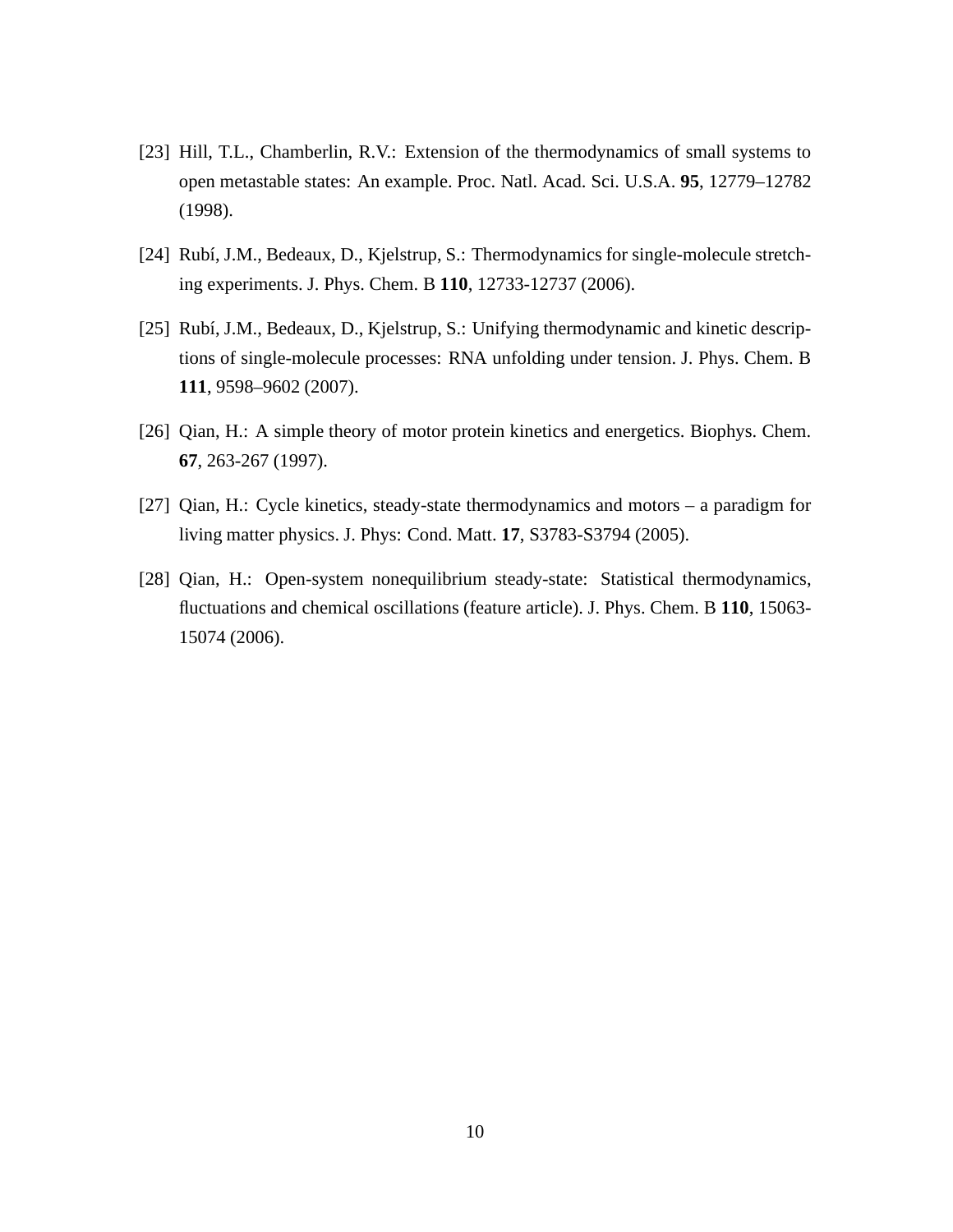[23] Hill, T.L., Chamberlin, R.V.: Extension of the thermodynamics of small systems to open metastable states: An example. Proc. Natl. Acad. Sci. U.S.A. **95**, 12779–12782 (1998).

[24] Rubí, J.M., Bedeaux, D., Kjelstrup, S.: Thermodynamics for single-molecule stretching experiments. J. Phys. Chem. B **110**, 12733-12737 (2006).

[25] Rubí, J.M., Bedeaux, D., Kjelstrup, S.: Unifying thermodynamic and kinetic descriptions of single-molecule processes: RNA unfolding under tension. J. Phys. Chem. B **111**, 9598–9602 (2007).

[26] Qian, H.: A simple theory of motor protein kinetics and energetics. Biophys. Chem. **67**, 263-267 (1997).

[27] Qian, H.: Cycle kinetics, steady-state thermodynamics and motors – a paradigm for living matter physics. J. Phys: Cond. Matt. **17**, S3783-S3794 (2005).

[28] Qian, H.: Open-system nonequilibrium steady-state: Statistical thermodynamics, fluctuations and chemical oscillations (feature article). J. Phys. Chem. B **110**, 15063-15074 (2006).